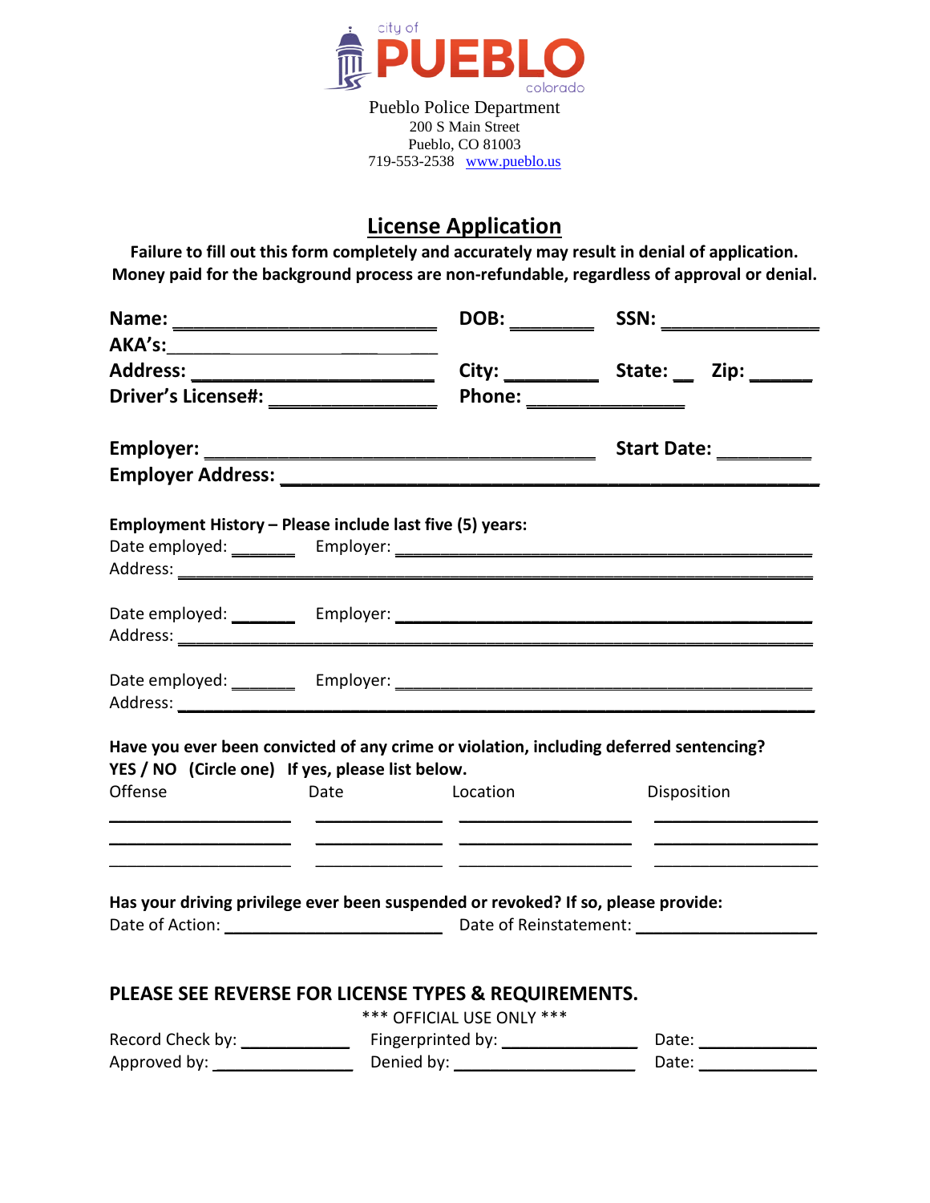city of
**PUEBLO**
colorado

Pueblo Police Department
200 S Main Street
Pueblo, CO 81003
719-553-2538 www.pueblo.us

# License Application

**Failure to fill out this form completely and accurately may result in denial of application.**
**Money paid for the background process are non-refundable, regardless of approval or denial.**

**Name:** ___________________________ **DOB:** ________ **SSN:** _______________
**AKA's:** ___________________________
**Address:** _________________________ **City:** _________ **State:** __ **Zip:** ______
**Driver's License#:** ________________ **Phone:** _______________

**Employer:** ____________________________________ **Start Date:** _________
**Employer Address:** _____________________________________________

**Employment History – Please include last five (5) years:**

Date employed: _______ Employer: ____________________________________
Address: ____________________________________________________

Date employed: _______ Employer: ____________________________________
Address: ____________________________________________________

Date employed: _______ Employer: ____________________________________
Address: ____________________________________________________

**Have you ever been convicted of any crime or violation, including deferred sentencing?**
**YES / NO (Circle one) If yes, please list below.**

| Offense | Date | Location | Disposition |
|---|---|---|---|
| | | | |
| | | | |
| | | | |

**Has your driving privilege ever been suspended or revoked? If so, please provide:**
Date of Action: ______________________ Date of Reinstatement: __________________

**PLEASE SEE REVERSE FOR LICENSE TYPES & REQUIREMENTS.**

*** OFFICIAL USE ONLY ***

Record Check by: ___________ Fingerprinted by: _____________ Date: ___________
Approved by: ______________ Denied by: __________________ Date: ___________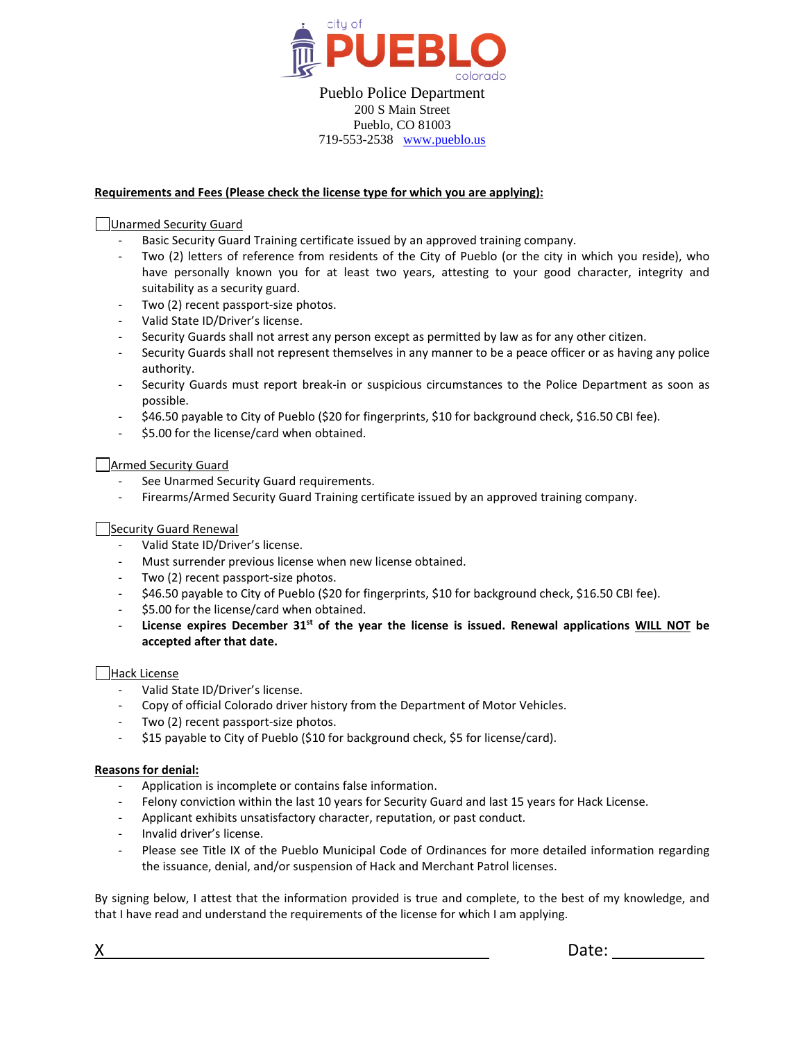city of
# PUEBLO
colorado

Pueblo Police Department
200 S Main Street
Pueblo, CO 81003
719-553-2538 www.pueblo.us

**Requirements and Fees (Please check the license type for which you are applying):**

☐ Unarmed Security Guard

- Basic Security Guard Training certificate issued by an approved training company.
- Two (2) letters of reference from residents of the City of Pueblo (or the city in which you reside), who have personally known you for at least two years, attesting to your good character, integrity and suitability as a security guard.
- Two (2) recent passport-size photos.
- Valid State ID/Driver's license.
- Security Guards shall not arrest any person except as permitted by law as for any other citizen.
- Security Guards shall not represent themselves in any manner to be a peace officer or as having any police authority.
- Security Guards must report break-in or suspicious circumstances to the Police Department as soon as possible.
- $46.50 payable to City of Pueblo ($20 for fingerprints, $10 for background check, $16.50 CBI fee).
- $5.00 for the license/card when obtained.

☐ Armed Security Guard

- See Unarmed Security Guard requirements.
- Firearms/Armed Security Guard Training certificate issued by an approved training company.

☐ Security Guard Renewal

- Valid State ID/Driver's license.
- Must surrender previous license when new license obtained.
- Two (2) recent passport-size photos.
- $46.50 payable to City of Pueblo ($20 for fingerprints, $10 for background check, $16.50 CBI fee).
- $5.00 for the license/card when obtained.
- **License expires December 31st of the year the license is issued. Renewal applications WILL NOT be accepted after that date.**

☐ Hack License

- Valid State ID/Driver's license.
- Copy of official Colorado driver history from the Department of Motor Vehicles.
- Two (2) recent passport-size photos.
- $15 payable to City of Pueblo ($10 for background check, $5 for license/card).

**Reasons for denial:**

- Application is incomplete or contains false information.
- Felony conviction within the last 10 years for Security Guard and last 15 years for Hack License.
- Applicant exhibits unsatisfactory character, reputation, or past conduct.
- Invalid driver's license.
- Please see Title IX of the Pueblo Municipal Code of Ordinances for more detailed information regarding the issuance, denial, and/or suspension of Hack and Merchant Patrol licenses.

By signing below, I attest that the information provided is true and complete, to the best of my knowledge, and that I have read and understand the requirements of the license for which I am applying.

X\_\_\_\_\_\_\_\_\_\_\_\_\_\_\_\_\_\_\_\_\_\_\_\_\_\_\_\_\_\_\_\_\_\_\_\_\_\_ Date: \_\_\_\_\_\_\_\_\_\_